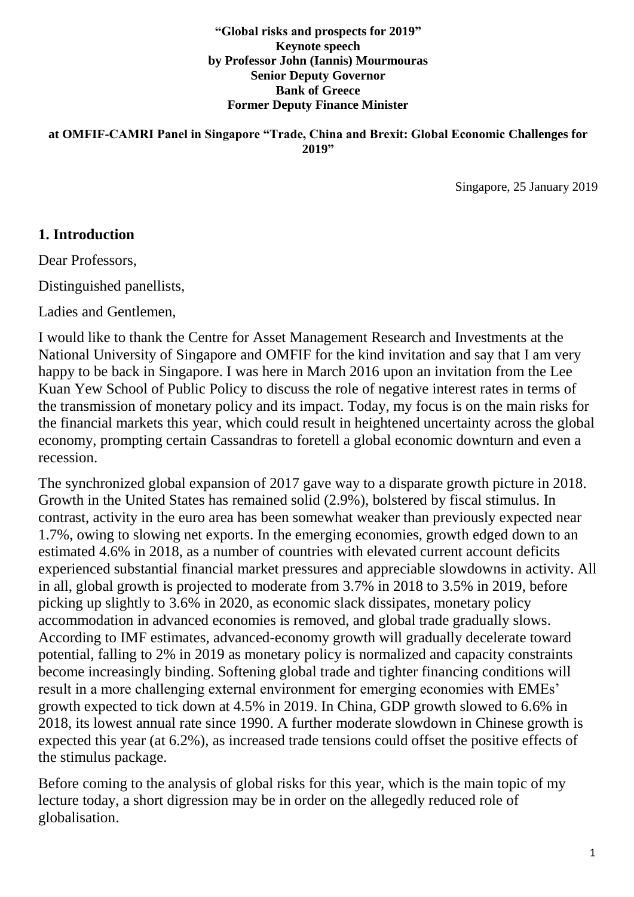**"Global risks and prospects for 2019"**
**Keynote speech**
**by Professor John (Iannis) Mourmouras**
**Senior Deputy Governor**
**Bank of Greece**
**Former Deputy Finance Minister**

**at OMFIF-CAMRI Panel in Singapore "Trade, China and Brexit: Global Economic Challenges for 2019"**

Singapore, 25 January 2019

## 1. Introduction

Dear Professors,

Distinguished panellists,

Ladies and Gentlemen,

I would like to thank the Centre for Asset Management Research and Investments at the National University of Singapore and OMFIF for the kind invitation and say that I am very happy to be back in Singapore. I was here in March 2016 upon an invitation from the Lee Kuan Yew School of Public Policy to discuss the role of negative interest rates in terms of the transmission of monetary policy and its impact. Today, my focus is on the main risks for the financial markets this year, which could result in heightened uncertainty across the global economy, prompting certain Cassandras to foretell a global economic downturn and even a recession.

The synchronized global expansion of 2017 gave way to a disparate growth picture in 2018. Growth in the United States has remained solid (2.9%), bolstered by fiscal stimulus. In contrast, activity in the euro area has been somewhat weaker than previously expected near 1.7%, owing to slowing net exports. In the emerging economies, growth edged down to an estimated 4.6% in 2018, as a number of countries with elevated current account deficits experienced substantial financial market pressures and appreciable slowdowns in activity. All in all, global growth is projected to moderate from 3.7% in 2018 to 3.5% in 2019, before picking up slightly to 3.6% in 2020, as economic slack dissipates, monetary policy accommodation in advanced economies is removed, and global trade gradually slows. According to IMF estimates, advanced-economy growth will gradually decelerate toward potential, falling to 2% in 2019 as monetary policy is normalized and capacity constraints become increasingly binding. Softening global trade and tighter financing conditions will result in a more challenging external environment for emerging economies with EMEs' growth expected to tick down at 4.5% in 2019. In China, GDP growth slowed to 6.6% in 2018, its lowest annual rate since 1990. A further moderate slowdown in Chinese growth is expected this year (at 6.2%), as increased trade tensions could offset the positive effects of the stimulus package.

Before coming to the analysis of global risks for this year, which is the main topic of my lecture today, a short digression may be in order on the allegedly reduced role of globalisation.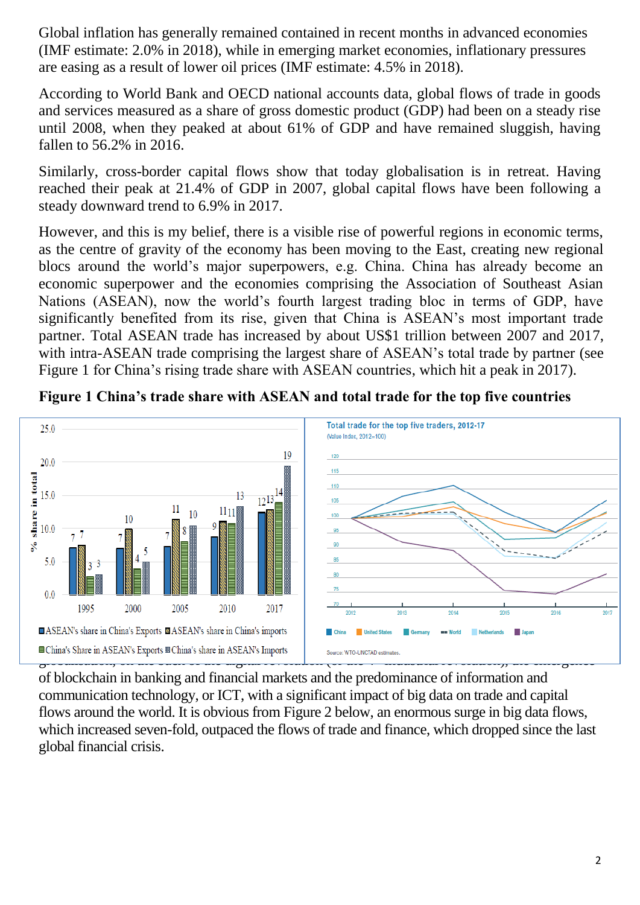Global inflation has generally remained contained in recent months in advanced economies (IMF estimate: 2.0% in 2018), while in emerging market economies, inflationary pressures are easing as a result of lower oil prices (IMF estimate: 4.5% in 2018).

According to World Bank and OECD national accounts data, global flows of trade in goods and services measured as a share of gross domestic product (GDP) had been on a steady rise until 2008, when they peaked at about 61% of GDP and have remained sluggish, having fallen to 56.2% in 2016.

Similarly, cross-border capital flows show that today globalisation is in retreat. Having reached their peak at 21.4% of GDP in 2007, global capital flows have been following a steady downward trend to 6.9% in 2017.

However, and this is my belief, there is a visible rise of powerful regions in economic terms, as the centre of gravity of the economy has been moving to the East, creating new regional blocs around the world's major superpowers, e.g. China. China has already become an economic superpower and the economies comprising the Association of Southeast Asian Nations (ASEAN), now the world's fourth largest trading bloc in terms of GDP, have significantly benefited from its rise, given that China is ASEAN's most important trade partner. Total ASEAN trade has increased by about US$1 trillion between 2007 and 2017, with intra-ASEAN trade comprising the largest share of ASEAN's total trade by partner (see Figure 1 for China's rising trade share with ASEAN countries, which hit a peak in 2017).

**Figure 1 China's trade share with ASEAN and total trade for the top five countries**

of blockchain in banking and financial markets and the predominance of information and communication technology, or ICT, with a significant impact of big data on trade and capital flows around the world. It is obvious from Figure 2 below, an enormous surge in big data flows, which increased seven-fold, outpaced the flows of trade and finance, which dropped since the last global financial crisis.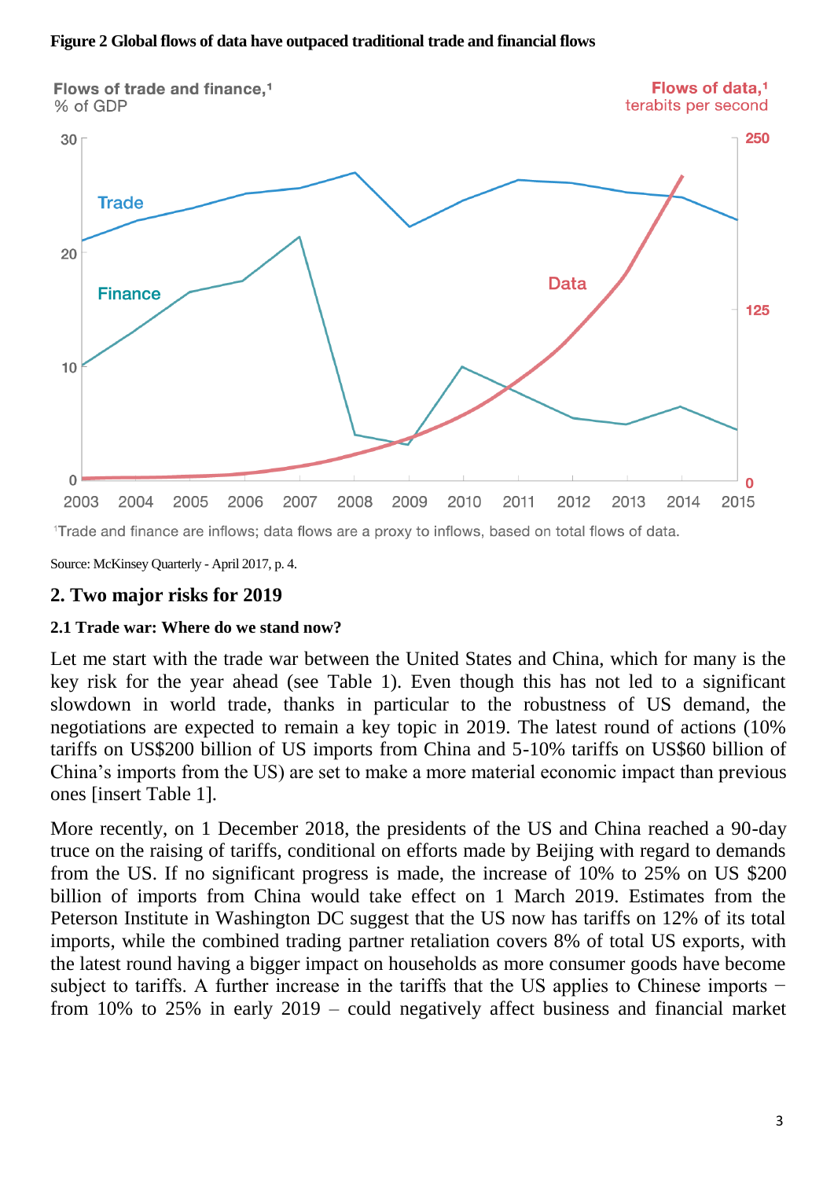**Figure 2 Global flows of data have outpaced traditional trade and financial flows**

Flows of trade and finance,[1] % of GDP

Flows of data,[1] terabits per second

[1]Trade and finance are inflows; data flows are a proxy to inflows, based on total flows of data.

Source: McKinsey Quarterly - April 2017, p. 4.

## 2. Two major risks for 2019

### 2.1 Trade war: Where do we stand now?

Let me start with the trade war between the United States and China, which for many is the key risk for the year ahead (see Table 1). Even though this has not led to a significant slowdown in world trade, thanks in particular to the robustness of US demand, the negotiations are expected to remain a key topic in 2019. The latest round of actions (10% tariffs on US$200 billion of US imports from China and 5-10% tariffs on US$60 billion of China's imports from the US) are set to make a more material economic impact than previous ones [insert Table 1].

More recently, on 1 December 2018, the presidents of the US and China reached a 90-day truce on the raising of tariffs, conditional on efforts made by Beijing with regard to demands from the US. If no significant progress is made, the increase of 10% to 25% on US $200 billion of imports from China would take effect on 1 March 2019. Estimates from the Peterson Institute in Washington DC suggest that the US now has tariffs on 12% of its total imports, while the combined trading partner retaliation covers 8% of total US exports, with the latest round having a bigger impact on households as more consumer goods have become subject to tariffs. A further increase in the tariffs that the US applies to Chinese imports − from 10% to 25% in early 2019 – could negatively affect business and financial market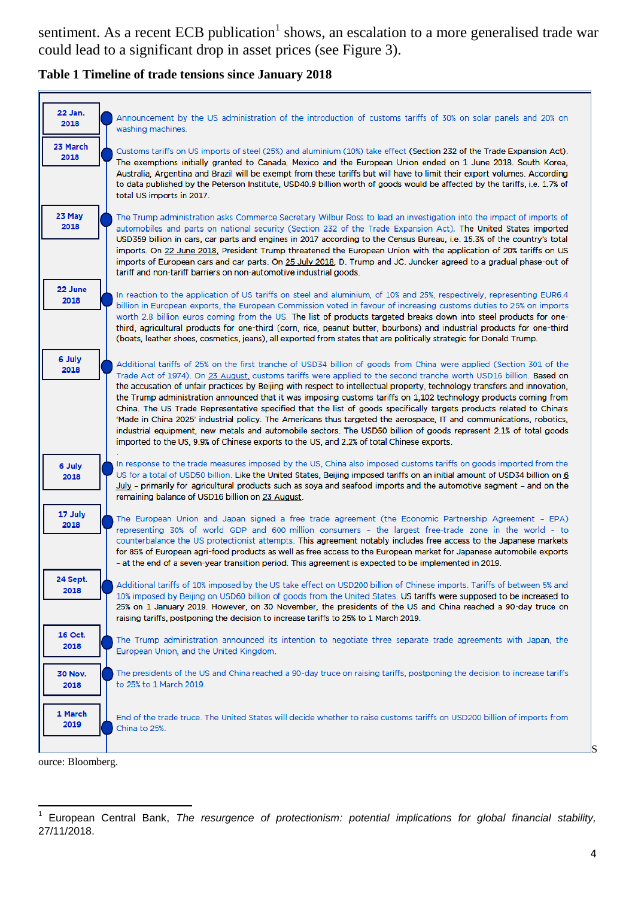sentiment. As a recent ECB publication[1] shows, an escalation to a more generalised trade war could lead to a significant drop in asset prices (see Figure 3).

**Table 1 Timeline of trade tensions since January 2018**

| Date | Event |
|---|---|
| 22 Jan. 2018 | Announcement by the US administration of the introduction of customs tariffs of 30% on solar panels and 20% on washing machines. |
| 23 March 2018 | Customs tariffs on US imports of steel (25%) and aluminium (10%) take effect (Section 232 of the Trade Expansion Act). The exemptions initially granted to Canada, Mexico and the European Union ended on 1 June 2018. South Korea, Australia, Argentina and Brazil will be exempt from these tariffs but will have to limit their export volumes. According to data published by the Peterson Institute, USD40.9 billion worth of goods would be affected by the tariffs, i.e. 1.7% of total US imports in 2017. |
| 23 May 2018 | The Trump administration asks Commerce Secretary Wilbur Ross to lead an investigation into the impact of imports of automobiles and parts on national security (Section 232 of the Trade Expansion Act). The United States imported USD359 billion in cars, car parts and engines in 2017 according to the Census Bureau, i.e. 15.3% of the country's total imports. On 22 June 2018, President Trump threatened the European Union with the application of 20% tariffs on US imports of European cars and car parts. On 25 July 2018, D. Trump and JC. Juncker agreed to a gradual phase-out of tariff and non-tariff barriers on non-automotive industrial goods. |
| 22 June 2018 | In reaction to the application of US tariffs on steel and aluminium, of 10% and 25%, respectively, representing EUR6.4 billion in European exports, the European Commission voted in favour of increasing customs duties to 25% on imports worth 2.8 billion euros coming from the US. The list of products targeted breaks down into steel products for one-third, agricultural products for one-third (corn, rice, peanut butter, bourbons) and industrial products for one-third (boats, leather shoes, cosmetics, jeans), all exported from states that are politically strategic for Donald Trump. |
| 6 July 2018 | Additional tariffs of 25% on the first tranche of USD34 billion of goods from China were applied (Section 301 of the Trade Act of 1974). On 23 August, customs tariffs were applied to the second tranche worth USD16 billion. Based on the accusation of unfair practices by Beijing with respect to intellectual property, technology transfers and innovation, the Trump administration announced that it was imposing customs tariffs on 1,102 technology products coming from China. The US Trade Representative specified that the list of goods specifically targets products related to China's 'Made in China 2025' industrial policy. The Americans thus targeted the aerospace, IT and communications, robotics, industrial equipment, new metals and automobile sectors. The USD50 billion of goods represent 2.1% of total goods imported to the US, 9.9% of Chinese exports to the US, and 2.2% of total Chinese exports. |
| 6 July 2018 | In response to the trade measures imposed by the US, China also imposed customs tariffs on goods imported from the US for a total of USD50 billion. Like the United States, Beijing imposed tariffs on an initial amount of USD34 billion on 6 July – primarily for agricultural products such as soya and seafood imports and the automotive segment – and on the remaining balance of USD16 billion on 23 August. |
| 17 July 2018 | The European Union and Japan signed a free trade agreement (the Economic Partnership Agreement – EPA) representing 30% of world GDP and 600 million consumers – the largest free-trade zone in the world – to counterbalance the US protectionist attempts. This agreement notably includes free access to the Japanese markets for 85% of European agri-food products as well as free access to the European market for Japanese automobile exports – at the end of a seven-year transition period. This agreement is expected to be implemented in 2019. |
| 24 Sept. 2018 | Additional tariffs of 10% imposed by the US take effect on USD200 billion of Chinese imports. Tariffs of between 5% and 10% imposed by Beijing on USD60 billion of goods from the United States. US tariffs were supposed to be increased to 25% on 1 January 2019. However, on 30 November, the presidents of the US and China reached a 90-day truce on raising tariffs, postponing the decision to increase tariffs to 25% to 1 March 2019. |
| 16 Oct. 2018 | The Trump administration announced its intention to negotiate three separate trade agreements with Japan, the European Union, and the United Kingdom. |
| 30 Nov. 2018 | The presidents of the US and China reached a 90-day truce on raising tariffs, postponing the decision to increase tariffs to 25% to 1 March 2019. |
| 1 March 2019 | End of the trade truce. The United States will decide whether to raise customs tariffs on USD200 billion of imports from China to 25%. |

Source: Bloomberg.

[1] European Central Bank, *The resurgence of protectionism: potential implications for global financial stability*, 27/11/2018.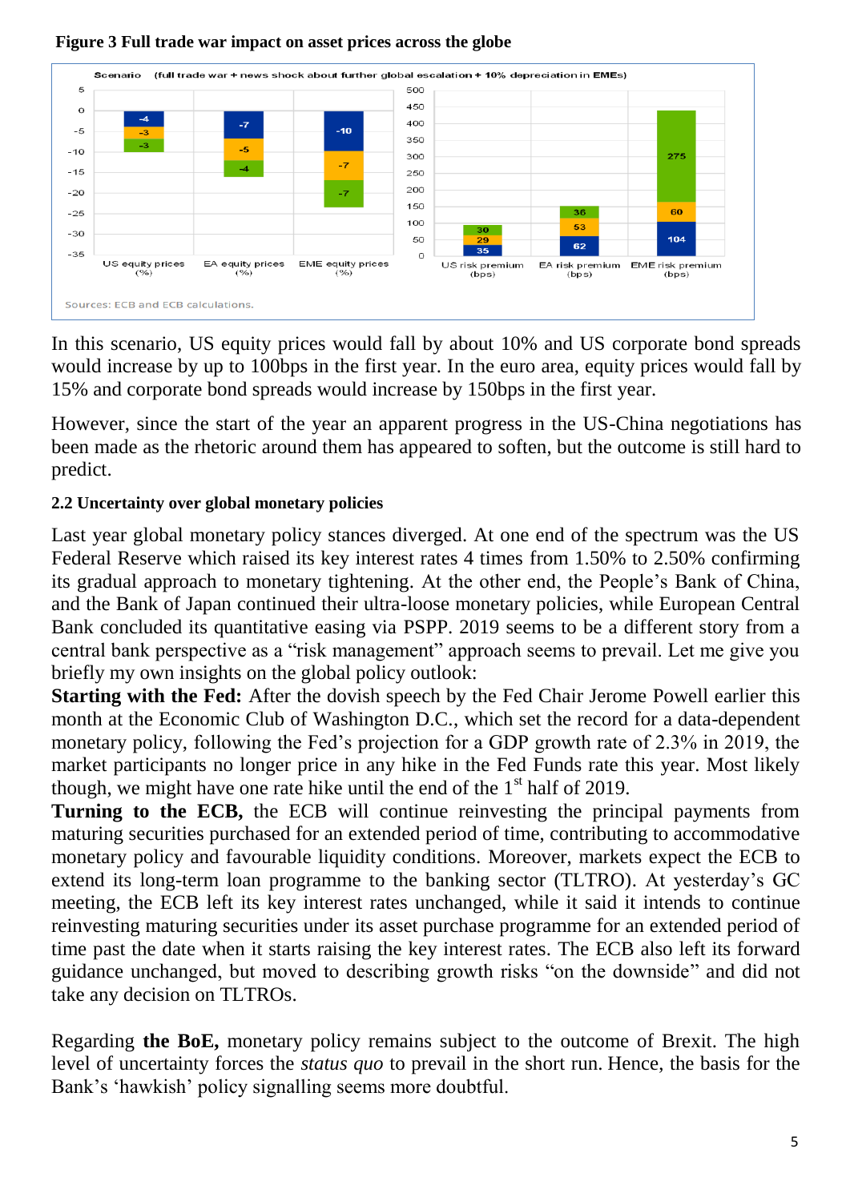**Figure 3 Full trade war impact on asset prices across the globe**

Scenario (full trade war + news shock about further global escalation + 10% depreciation in EMEs)

| | US equity prices (%) | EA equity prices (%) | EME equity prices (%) |
|---|---|---|---|
| Component 1 | -4 | -7 | -10 |
| Component 2 | -3 | -5 | -7 |
| Component 3 | -3 | -4 | -7 |

| | US risk premium (bps) | EA risk premium (bps) | EME risk premium (bps) |
|---|---|---|---|
| Component 1 | 35 | 62 | 104 |
| Component 2 | 29 | 53 | 60 |
| Component 3 | 30 | 36 | 275 |

Sources: ECB and ECB calculations.

In this scenario, US equity prices would fall by about 10% and US corporate bond spreads would increase by up to 100bps in the first year. In the euro area, equity prices would fall by 15% and corporate bond spreads would increase by 150bps in the first year.

However, since the start of the year an apparent progress in the US-China negotiations has been made as the rhetoric around them has appeared to soften, but the outcome is still hard to predict.

### 2.2 Uncertainty over global monetary policies

Last year global monetary policy stances diverged. At one end of the spectrum was the US Federal Reserve which raised its key interest rates 4 times from 1.50% to 2.50% confirming its gradual approach to monetary tightening. At the other end, the People's Bank of China, and the Bank of Japan continued their ultra-loose monetary policies, while European Central Bank concluded its quantitative easing via PSPP. 2019 seems to be a different story from a central bank perspective as a "risk management" approach seems to prevail. Let me give you briefly my own insights on the global policy outlook:

**Starting with the Fed:** After the dovish speech by the Fed Chair Jerome Powell earlier this month at the Economic Club of Washington D.C., which set the record for a data-dependent monetary policy, following the Fed's projection for a GDP growth rate of 2.3% in 2019, the market participants no longer price in any hike in the Fed Funds rate this year. Most likely though, we might have one rate hike until the end of the 1st half of 2019.

**Turning to the ECB,** the ECB will continue reinvesting the principal payments from maturing securities purchased for an extended period of time, contributing to accommodative monetary policy and favourable liquidity conditions. Moreover, markets expect the ECB to extend its long-term loan programme to the banking sector (TLTRO). At yesterday's GC meeting, the ECB left its key interest rates unchanged, while it said it intends to continue reinvesting maturing securities under its asset purchase programme for an extended period of time past the date when it starts raising the key interest rates. The ECB also left its forward guidance unchanged, but moved to describing growth risks "on the downside" and did not take any decision on TLTROs.

Regarding **the BoE,** monetary policy remains subject to the outcome of Brexit. The high level of uncertainty forces the *status quo* to prevail in the short run. Hence, the basis for the Bank's 'hawkish' policy signalling seems more doubtful.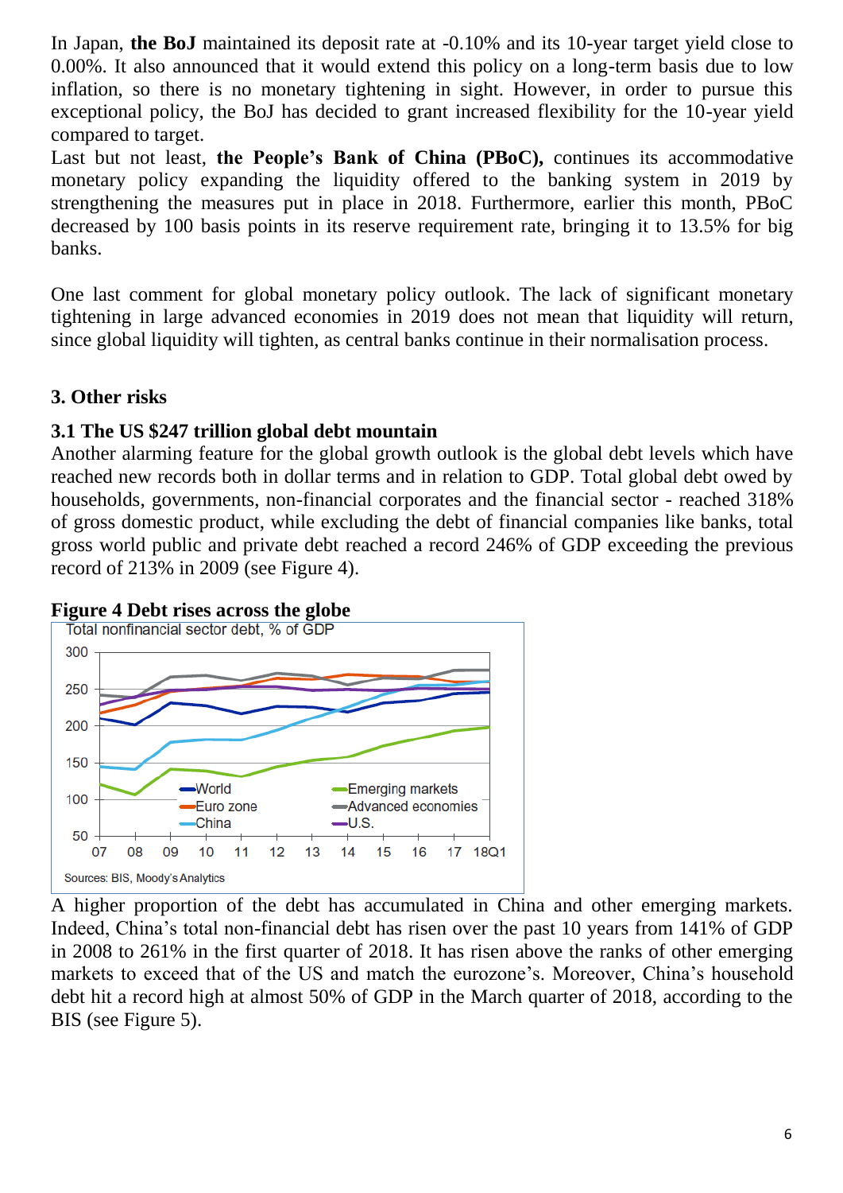In Japan, **the BoJ** maintained its deposit rate at -0.10% and its 10-year target yield close to 0.00%. It also announced that it would extend this policy on a long-term basis due to low inflation, so there is no monetary tightening in sight. However, in order to pursue this exceptional policy, the BoJ has decided to grant increased flexibility for the 10-year yield compared to target.

Last but not least, **the People's Bank of China (PBoC),** continues its accommodative monetary policy expanding the liquidity offered to the banking system in 2019 by strengthening the measures put in place in 2018. Furthermore, earlier this month, PBoC decreased by 100 basis points in its reserve requirement rate, bringing it to 13.5% for big banks.

One last comment for global monetary policy outlook. The lack of significant monetary tightening in large advanced economies in 2019 does not mean that liquidity will return, since global liquidity will tighten, as central banks continue in their normalisation process.

## 3. Other risks

### 3.1 The US $247 trillion global debt mountain

Another alarming feature for the global growth outlook is the global debt levels which have reached new records both in dollar terms and in relation to GDP. Total global debt owed by households, governments, non-financial corporates and the financial sector - reached 318% of gross domestic product, while excluding the debt of financial companies like banks, total gross world public and private debt reached a record 246% of GDP exceeding the previous record of 213% in 2009 (see Figure 4).

**Figure 4 Debt rises across the globe**

Total nonfinancial sector debt, % of GDP

Sources: BIS, Moody's Analytics

A higher proportion of the debt has accumulated in China and other emerging markets. Indeed, China's total non-financial debt has risen over the past 10 years from 141% of GDP in 2008 to 261% in the first quarter of 2018. It has risen above the ranks of other emerging markets to exceed that of the US and match the eurozone's. Moreover, China's household debt hit a record high at almost 50% of GDP in the March quarter of 2018, according to the BIS (see Figure 5).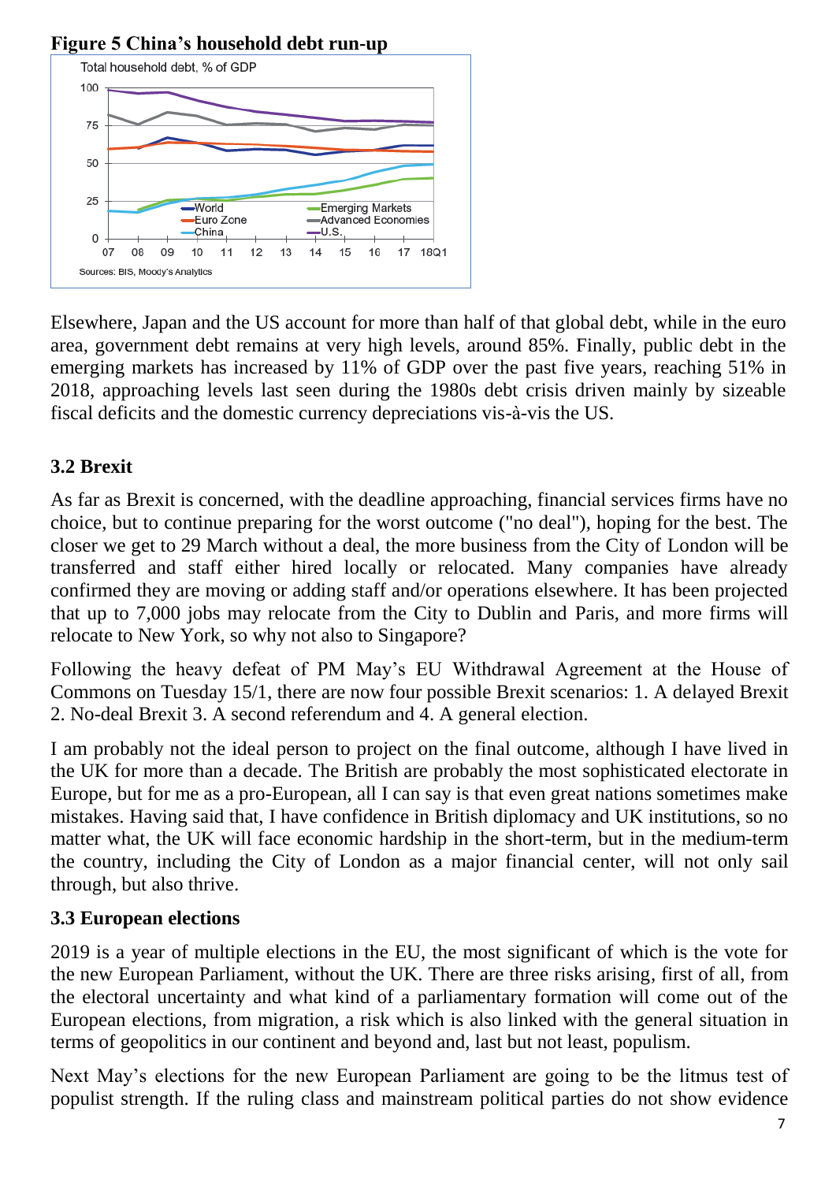**Figure 5 China's household debt run-up**

Elsewhere, Japan and the US account for more than half of that global debt, while in the euro area, government debt remains at very high levels, around 85%. Finally, public debt in the emerging markets has increased by 11% of GDP over the past five years, reaching 51% in 2018, approaching levels last seen during the 1980s debt crisis driven mainly by sizeable fiscal deficits and the domestic currency depreciations vis-à-vis the US.

### 3.2 Brexit

As far as Brexit is concerned, with the deadline approaching, financial services firms have no choice, but to continue preparing for the worst outcome ("no deal"), hoping for the best. The closer we get to 29 March without a deal, the more business from the City of London will be transferred and staff either hired locally or relocated. Many companies have already confirmed they are moving or adding staff and/or operations elsewhere. It has been projected that up to 7,000 jobs may relocate from the City to Dublin and Paris, and more firms will relocate to New York, so why not also to Singapore?

Following the heavy defeat of PM May's EU Withdrawal Agreement at the House of Commons on Tuesday 15/1, there are now four possible Brexit scenarios: 1. A delayed Brexit 2. No-deal Brexit 3. A second referendum and 4. A general election.

I am probably not the ideal person to project on the final outcome, although I have lived in the UK for more than a decade. The British are probably the most sophisticated electorate in Europe, but for me as a pro-European, all I can say is that even great nations sometimes make mistakes. Having said that, I have confidence in British diplomacy and UK institutions, so no matter what, the UK will face economic hardship in the short-term, but in the medium-term the country, including the City of London as a major financial center, will not only sail through, but also thrive.

### 3.3 European elections

2019 is a year of multiple elections in the EU, the most significant of which is the vote for the new European Parliament, without the UK. There are three risks arising, first of all, from the electoral uncertainty and what kind of a parliamentary formation will come out of the European elections, from migration, a risk which is also linked with the general situation in terms of geopolitics in our continent and beyond and, last but not least, populism.

Next May's elections for the new European Parliament are going to be the litmus test of populist strength. If the ruling class and mainstream political parties do not show evidence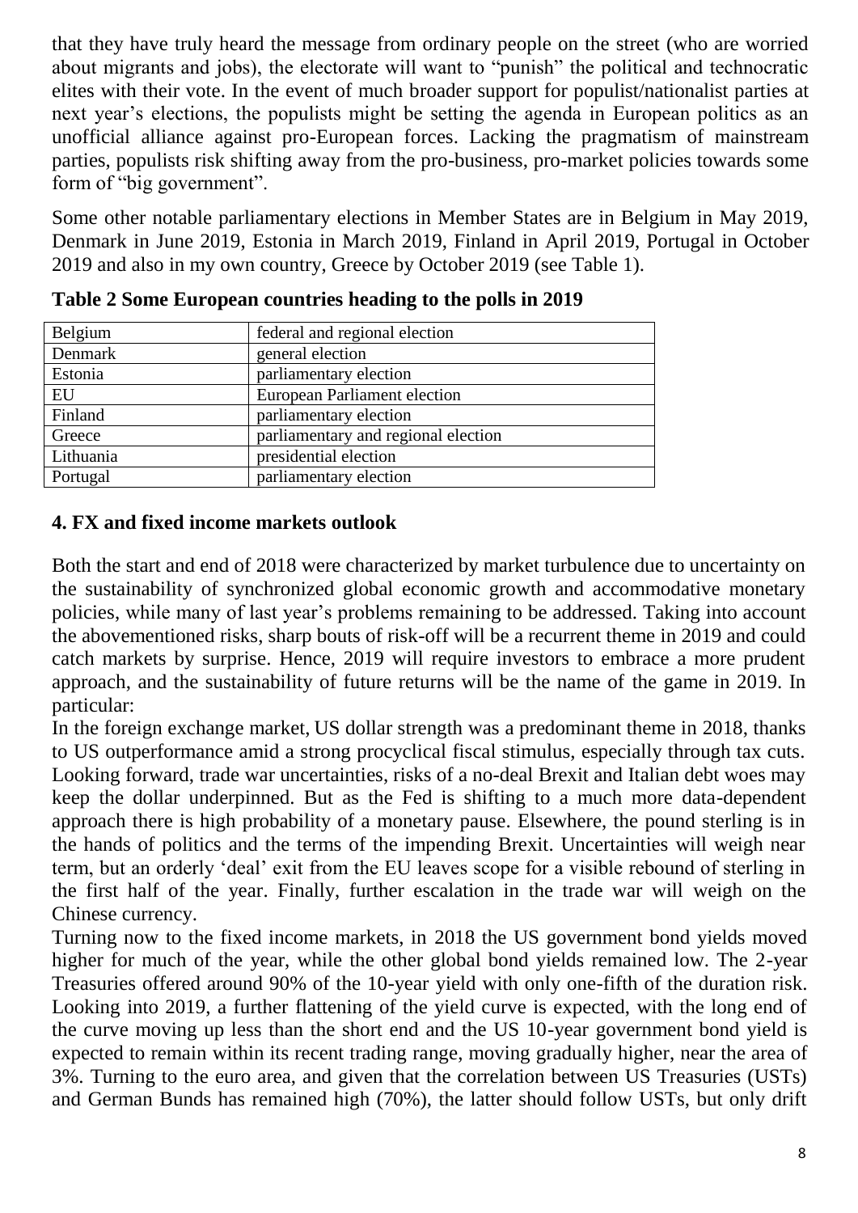that they have truly heard the message from ordinary people on the street (who are worried about migrants and jobs), the electorate will want to "punish" the political and technocratic elites with their vote. In the event of much broader support for populist/nationalist parties at next year's elections, the populists might be setting the agenda in European politics as an unofficial alliance against pro-European forces. Lacking the pragmatism of mainstream parties, populists risk shifting away from the pro-business, pro-market policies towards some form of "big government".

Some other notable parliamentary elections in Member States are in Belgium in May 2019, Denmark in June 2019, Estonia in March 2019, Finland in April 2019, Portugal in October 2019 and also in my own country, Greece by October 2019 (see Table 1).

**Table 2 Some European countries heading to the polls in 2019**

| | |
|---|---|
| Belgium | federal and regional election |
| Denmark | general election |
| Estonia | parliamentary election |
| EU | European Parliament election |
| Finland | parliamentary election |
| Greece | parliamentary and regional election |
| Lithuania | presidential election |
| Portugal | parliamentary election |

## 4. FX and fixed income markets outlook

Both the start and end of 2018 were characterized by market turbulence due to uncertainty on the sustainability of synchronized global economic growth and accommodative monetary policies, while many of last year's problems remaining to be addressed. Taking into account the abovementioned risks, sharp bouts of risk-off will be a recurrent theme in 2019 and could catch markets by surprise. Hence, 2019 will require investors to embrace a more prudent approach, and the sustainability of future returns will be the name of the game in 2019. In particular:

In the foreign exchange market, US dollar strength was a predominant theme in 2018, thanks to US outperformance amid a strong procyclical fiscal stimulus, especially through tax cuts. Looking forward, trade war uncertainties, risks of a no-deal Brexit and Italian debt woes may keep the dollar underpinned. But as the Fed is shifting to a much more data-dependent approach there is high probability of a monetary pause. Elsewhere, the pound sterling is in the hands of politics and the terms of the impending Brexit. Uncertainties will weigh near term, but an orderly 'deal' exit from the EU leaves scope for a visible rebound of sterling in the first half of the year. Finally, further escalation in the trade war will weigh on the Chinese currency.

Turning now to the fixed income markets, in 2018 the US government bond yields moved higher for much of the year, while the other global bond yields remained low. The 2-year Treasuries offered around 90% of the 10-year yield with only one-fifth of the duration risk. Looking into 2019, a further flattening of the yield curve is expected, with the long end of the curve moving up less than the short end and the US 10-year government bond yield is expected to remain within its recent trading range, moving gradually higher, near the area of 3%. Turning to the euro area, and given that the correlation between US Treasuries (USTs) and German Bunds has remained high (70%), the latter should follow USTs, but only drift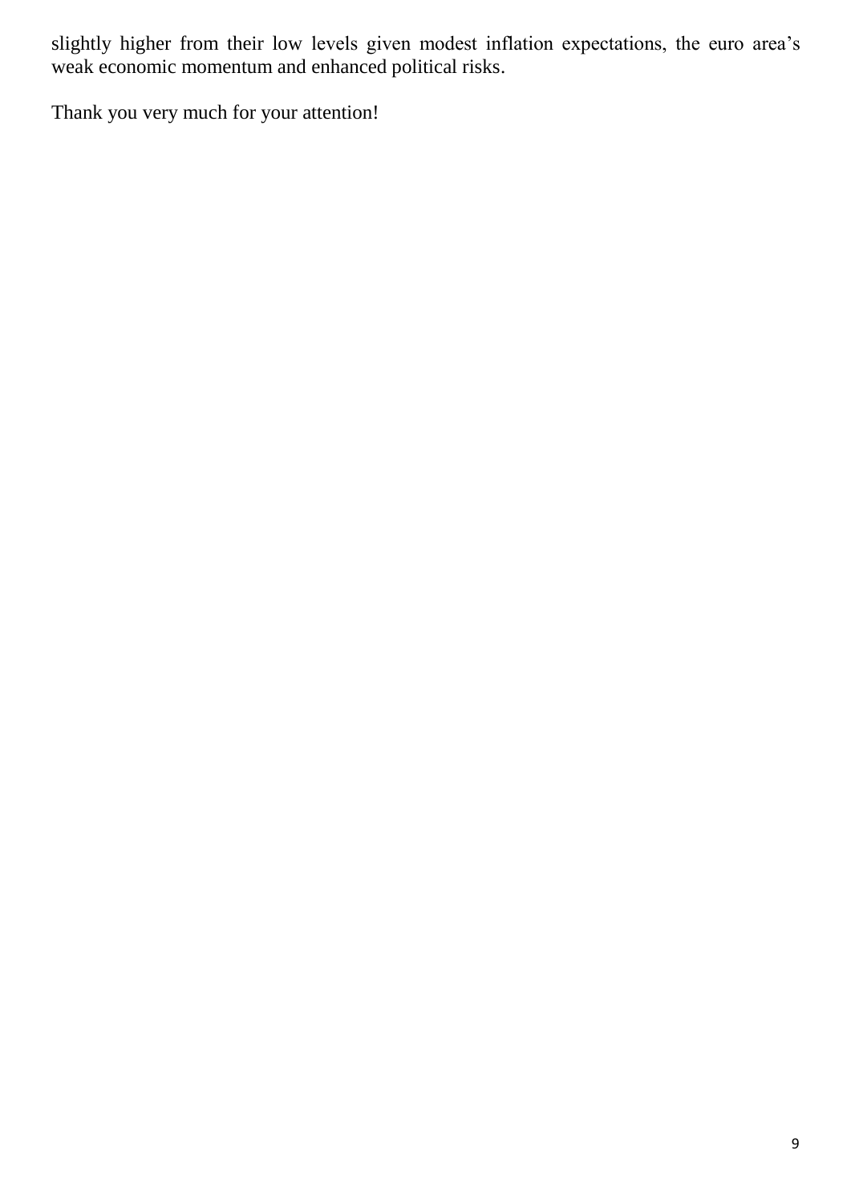slightly higher from their low levels given modest inflation expectations, the euro area's weak economic momentum and enhanced political risks.

Thank you very much for your attention!